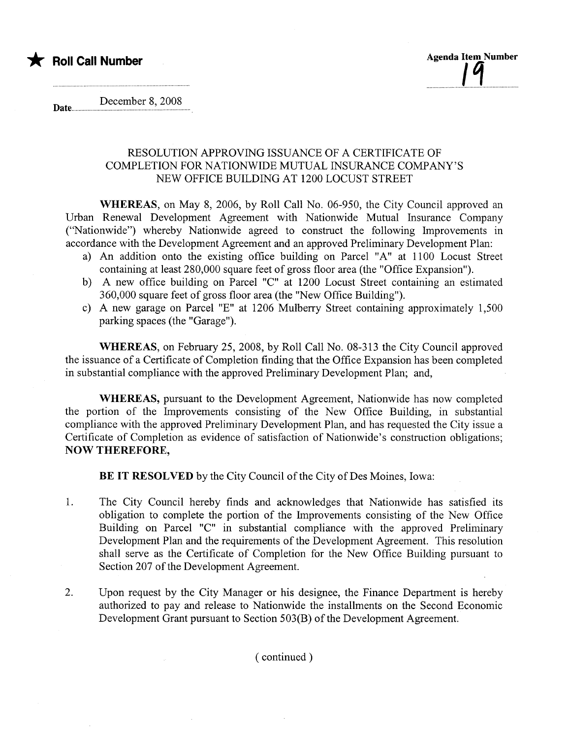★ **Roll Call Number**

**Agenda Item Number**

19

Date December 8, 2008

RESOLUTION APPROVING ISSUANCE OF A CERTIFICATE OF COMPLETION FOR NATIONWIDE MUTUAL INSURANCE COMPANY'S NEW OFFICE BUILDING AT 1200 LOCUST STREET

**WHEREAS**, on May 8, 2006, by Roll Call No. 06-950, the City Council approved an Urban Renewal Development Agreement with Nationwide Mutual Insurance Company ("Nationwide") whereby Nationwide agreed to construct the following Improvements in accordance with the Development Agreement and an approved Preliminary Development Plan:

a) An addition onto the existing office building on Parcel "A" at 1100 Locust Street containing at least 280,000 square feet of gross floor area (the "Office Expansion").
b) A new office building on Parcel "C" at 1200 Locust Street containing an estimated 360,000 square feet of gross floor area (the "New Office Building").
c) A new garage on Parcel "E" at 1206 Mulberry Street containing approximately 1,500 parking spaces (the "Garage").

**WHEREAS**, on February 25, 2008, by Roll Call No. 08-313 the City Council approved the issuance of a Certificate of Completion finding that the Office Expansion has been completed in substantial compliance with the approved Preliminary Development Plan; and,

**WHEREAS,** pursuant to the Development Agreement, Nationwide has now completed the portion of the Improvements consisting of the New Office Building, in substantial compliance with the approved Preliminary Development Plan, and has requested the City issue a Certificate of Completion as evidence of satisfaction of Nationwide's construction obligations; **NOW THEREFORE,**

**BE IT RESOLVED** by the City Council of the City of Des Moines, Iowa:

1. The City Council hereby finds and acknowledges that Nationwide has satisfied its obligation to complete the portion of the Improvements consisting of the New Office Building on Parcel "C" in substantial compliance with the approved Preliminary Development Plan and the requirements of the Development Agreement. This resolution shall serve as the Certificate of Completion for the New Office Building pursuant to Section 207 of the Development Agreement.

2. Upon request by the City Manager or his designee, the Finance Department is hereby authorized to pay and release to Nationwide the installments on the Second Economic Development Grant pursuant to Section 503(B) of the Development Agreement.

( continued )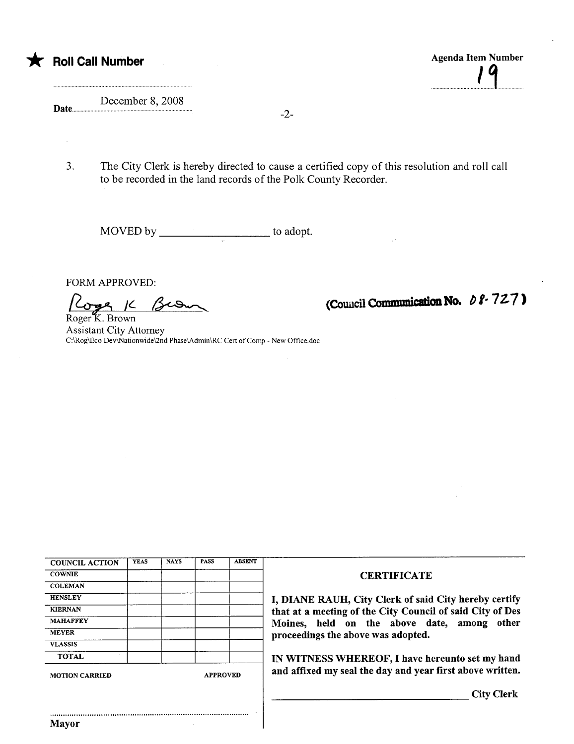★ **Roll Call Number**

**Agenda Item Number**

19

Date December 8, 2008

-2-

3. The City Clerk is hereby directed to cause a certified copy of this resolution and roll call to be recorded in the land records of the Polk County Recorder.

MOVED by ____________________ to adopt.

FORM APPROVED:

Roger K. Brown

Roger K. Brown
Assistant City Attorney
C:\Rog\Eco Dev\Nationwide\2nd Phase\Admin\RC Cert of Comp - New Office.doc

**(Council Communication No. 08-727)**

| COUNCIL ACTION | YEAS | NAYS | PASS | ABSENT |
|---|---|---|---|---|
| COWNIE | | | | |
| COLEMAN | | | | |
| HENSLEY | | | | |
| KIERNAN | | | | |
| MAHAFFEY | | | | |
| MEYER | | | | |
| VLASSIS | | | | |
| TOTAL | | | | |

MOTION CARRIED APPROVED

Mayor

**CERTIFICATE**

**I, DIANE RAUH, City Clerk of said City hereby certify that at a meeting of the City Council of said City of Des Moines, held on the above date, among other proceedings the above was adopted.**

**IN WITNESS WHEREOF, I have hereunto set my hand and affixed my seal the day and year first above written.**

____________________ **City Clerk**